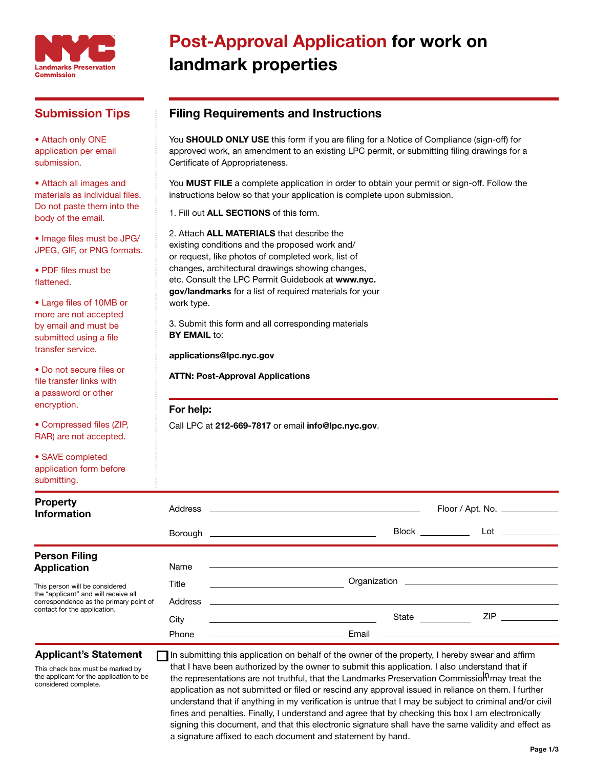NYC Landmarks Preservation Commission

# Post-Approval Application for work on landmark properties

## Submission Tips

- Attach only ONE application per email submission.
- Attach all images and materials as individual files. Do not paste them into the body of the email.
- Image files must be JPG/JPEG, GIF, or PNG formats.
- PDF files must be flattened.
- Large files of 10MB or more are not accepted by email and must be submitted using a file transfer service.
- Do not secure files or file transfer links with a password or other encryption.
- Compressed files (ZIP, RAR) are not accepted.
- SAVE completed application form before submitting.

## Filing Requirements and Instructions

You **SHOULD ONLY USE** this form if you are filing for a Notice of Compliance (sign-off) for approved work, an amendment to an existing LPC permit, or submitting filing drawings for a Certificate of Appropriateness.

You **MUST FILE** a complete application in order to obtain your permit or sign-off. Follow the instructions below so that your application is complete upon submission.

1. Fill out **ALL SECTIONS** of this form.

2. Attach **ALL MATERIALS** that describe the existing conditions and the proposed work and/or request, like photos of completed work, list of changes, architectural drawings showing changes, etc. Consult the LPC Permit Guidebook at **www.nyc.gov/landmarks** for a list of required materials for your work type.

3. Submit this form and all corresponding materials **BY EMAIL** to:

**applications@lpc.nyc.gov**

**ATTN: Post-Approval Applications**

### For help:

Call LPC at **212-669-7817** or email **info@lpc.nyc.gov**.

## Property Information

Address ______________________ Floor / Apt. No. __________

Borough ______________________ Block __________ Lot __________

## Person Filing Application

This person will be considered the "applicant" and will receive all correspondence as the primary point of contact for the application.

Name ______________________

Title ______________________ Organization ______________________

Address ______________________

City ______________________ State __________ ZIP __________

Phone ______________________ Email ______________________

## Applicant's Statement

This check box must be marked by the applicant for the application to be considered complete.

☐ In submitting this application on behalf of the owner of the property, I hereby swear and affirm that I have been authorized by the owner to submit this application. I also understand that if the representations are not truthful, that the Landmarks Preservation Commission may treat the application as not submitted or filed or rescind any approval issued in reliance on them. I further understand that if anything in my verification is untrue that I may be subject to criminal and/or civil fines and penalties. Finally, I understand and agree that by checking this box I am electronically signing this document, and that this electronic signature shall have the same validity and effect as a signature affixed to each document and statement by hand.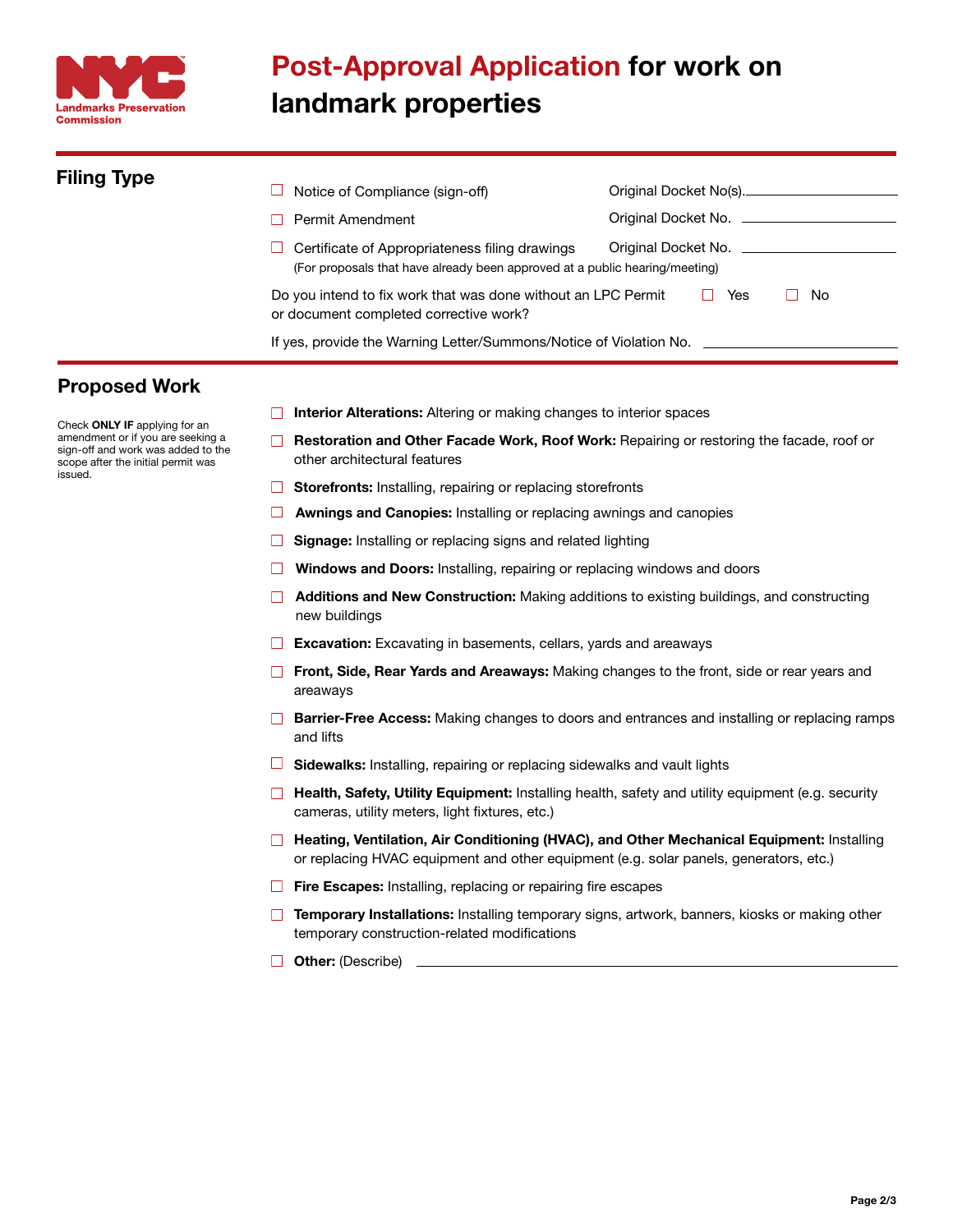Landmarks Preservation Commission

# **Post-Approval Application** for work on landmark properties

## Filing Type

- ☐ Notice of Compliance (sign-off) — Original Docket No(s). ____________
- ☐ Permit Amendment — Original Docket No. ____________
- ☐ Certificate of Appropriateness filing drawings — Original Docket No. ____________
  (For proposals that have already been approved at a public hearing/meeting)

Do you intend to fix work that was done without an LPC Permit or document completed corrective work? ☐ Yes ☐ No

If yes, provide the Warning Letter/Summons/Notice of Violation No. ____________

## Proposed Work

Check **ONLY IF** applying for an amendment or if you are seeking a sign-off and work was added to the scope after the initial permit was issued.

- ☐ **Interior Alterations:** Altering or making changes to interior spaces
- ☐ **Restoration and Other Facade Work, Roof Work:** Repairing or restoring the facade, roof or other architectural features
- ☐ **Storefronts:** Installing, repairing or replacing storefronts
- ☐ **Awnings and Canopies:** Installing or replacing awnings and canopies
- ☐ **Signage:** Installing or replacing signs and related lighting
- ☐ **Windows and Doors:** Installing, repairing or replacing windows and doors
- ☐ **Additions and New Construction:** Making additions to existing buildings, and constructing new buildings
- ☐ **Excavation:** Excavating in basements, cellars, yards and areaways
- ☐ **Front, Side, Rear Yards and Areaways:** Making changes to the front, side or rear years and areaways
- ☐ **Barrier-Free Access:** Making changes to doors and entrances and installing or replacing ramps and lifts
- ☐ **Sidewalks:** Installing, repairing or replacing sidewalks and vault lights
- ☐ **Health, Safety, Utility Equipment:** Installing health, safety and utility equipment (e.g. security cameras, utility meters, light fixtures, etc.)
- ☐ **Heating, Ventilation, Air Conditioning (HVAC), and Other Mechanical Equipment:** Installing or replacing HVAC equipment and other equipment (e.g. solar panels, generators, etc.)
- ☐ **Fire Escapes:** Installing, replacing or repairing fire escapes
- ☐ **Temporary Installations:** Installing temporary signs, artwork, banners, kiosks or making other temporary construction-related modifications
- ☐ **Other:** (Describe) ____________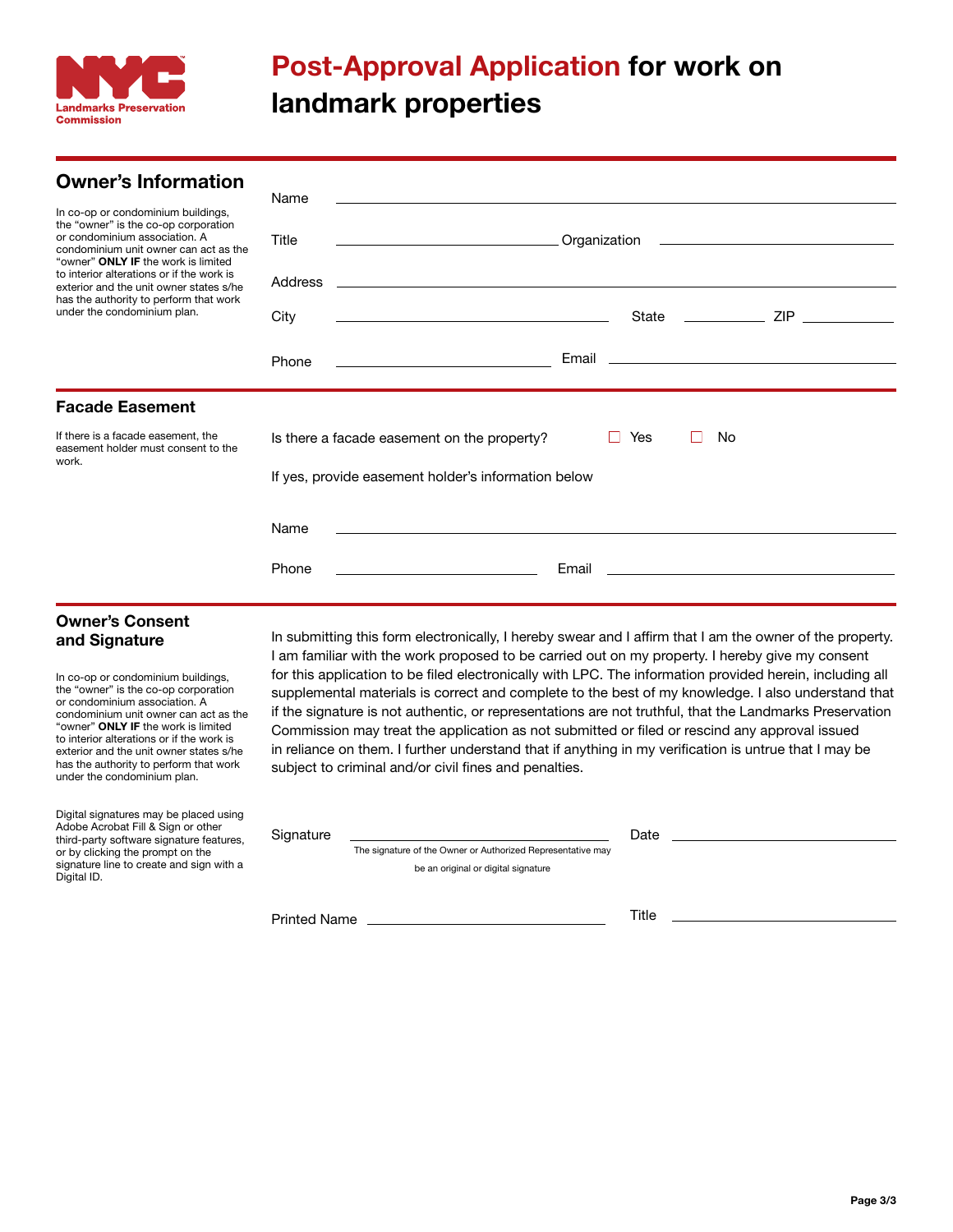NYC Landmarks Preservation Commission

# Post-Approval Application for work on landmark properties

## Owner's Information

In co-op or condominium buildings, the "owner" is the co-op corporation or condominium association. A condominium unit owner can act as the "owner" **ONLY IF** the work is limited to interior alterations or if the work is exterior and the unit owner states s/he has the authority to perform that work under the condominium plan.

Name ______________________________

Title ______________ Organization ______________

Address ______________________________

City ______________ State ________ ZIP ________

Phone ______________ Email ______________

## Facade Easement

If there is a facade easement, the easement holder must consent to the work.

Is there a facade easement on the property? ☐ Yes ☐ No

If yes, provide easement holder's information below

Name ______________________________

Phone ______________ Email ______________

## Owner's Consent and Signature

In co-op or condominium buildings, the "owner" is the co-op corporation or condominium association. A condominium unit owner can act as the "owner" **ONLY IF** the work is limited to interior alterations or if the work is exterior and the unit owner states s/he has the authority to perform that work under the condominium plan.

Digital signatures may be placed using Adobe Acrobat Fill & Sign or other third-party software signature features, or by clicking the prompt on the signature line to create and sign with a Digital ID.

In submitting this form electronically, I hereby swear and I affirm that I am the owner of the property. I am familiar with the work proposed to be carried out on my property. I hereby give my consent for this application to be filed electronically with LPC. The information provided herein, including all supplemental materials is correct and complete to the best of my knowledge. I also understand that if the signature is not authentic, or representations are not truthful, that the Landmarks Preservation Commission may treat the application as not submitted or filed or rescind any approval issued in reliance on them. I further understand that if anything in my verification is untrue that I may be subject to criminal and/or civil fines and penalties.

Signature ______________ Date ______________

The signature of the Owner or Authorized Representative may be an original or digital signature

Printed Name ______________ Title ______________